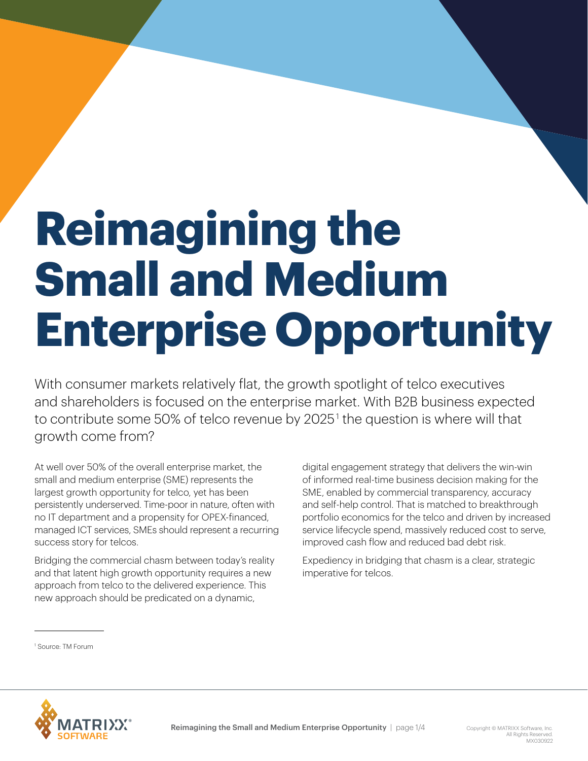# Reimagining the Small and Medium Enterprise Opportunity

With consumer markets relatively flat, the growth spotlight of telco executives and shareholders is focused on the enterprise market. With B2B business expected to contribute some 50% of telco revenue by 2025[1] the question is where will that growth come from?

At well over 50% of the overall enterprise market, the small and medium enterprise (SME) represents the largest growth opportunity for telco, yet has been persistently underserved. Time-poor in nature, often with no IT department and a propensity for OPEX-financed, managed ICT services, SMEs should represent a recurring success story for telcos.

Bridging the commercial chasm between today's reality and that latent high growth opportunity requires a new approach from telco to the delivered experience. This new approach should be predicated on a dynamic, digital engagement strategy that delivers the win-win of informed real-time business decision making for the SME, enabled by commercial transparency, accuracy and self-help control. That is matched to breakthrough portfolio economics for the telco and driven by increased service lifecycle spend, massively reduced cost to serve, improved cash flow and reduced bad debt risk.

Expediency in bridging that chasm is a clear, strategic imperative for telcos.

[1] Source: TM Forum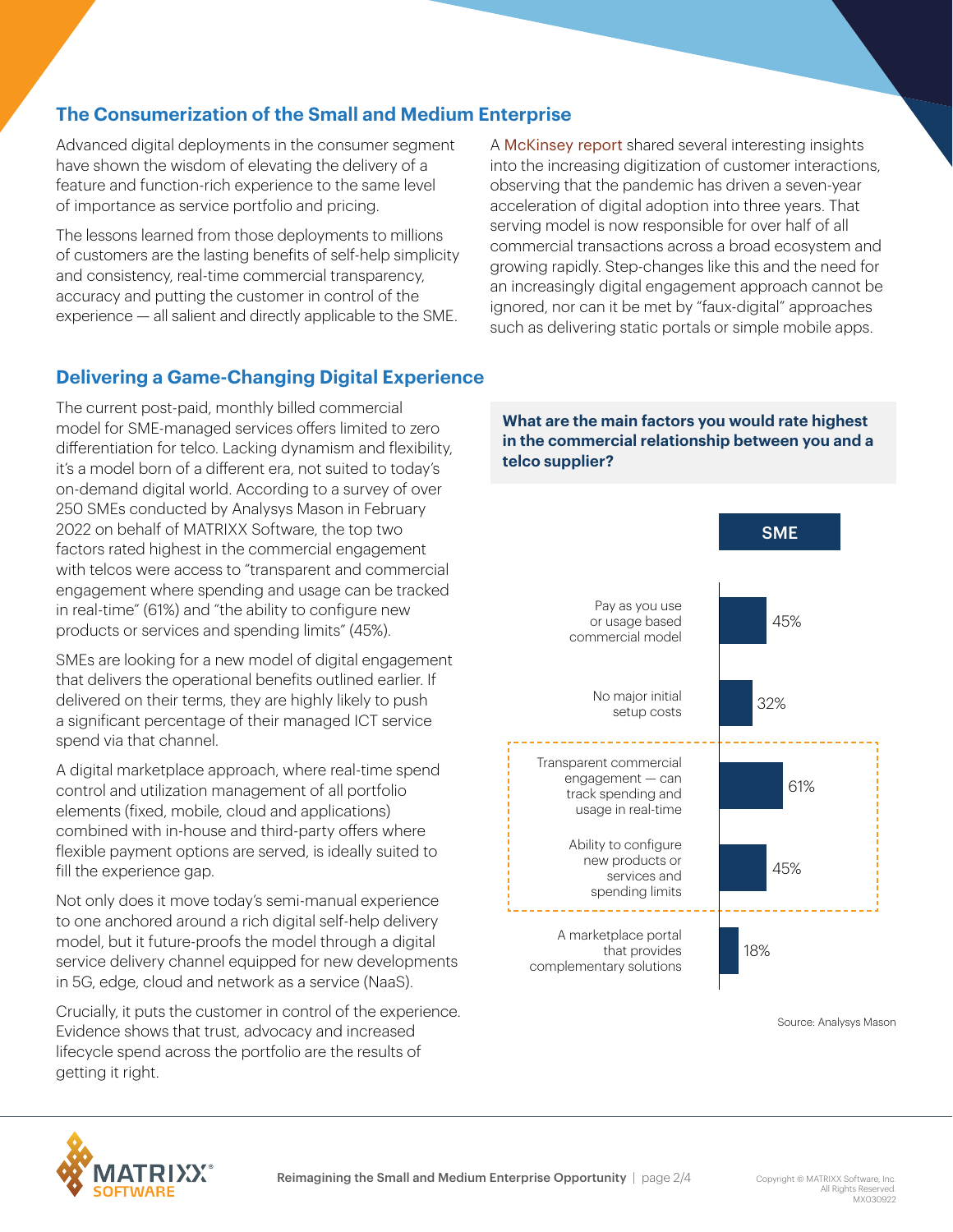## The Consumerization of the Small and Medium Enterprise

Advanced digital deployments in the consumer segment have shown the wisdom of elevating the delivery of a feature and function-rich experience to the same level of importance as service portfolio and pricing.

The lessons learned from those deployments to millions of customers are the lasting benefits of self-help simplicity and consistency, real-time commercial transparency, accuracy and putting the customer in control of the experience — all salient and directly applicable to the SME.

A McKinsey report shared several interesting insights into the increasing digitization of customer interactions, observing that the pandemic has driven a seven-year acceleration of digital adoption into three years. That serving model is now responsible for over half of all commercial transactions across a broad ecosystem and growing rapidly. Step-changes like this and the need for an increasingly digital engagement approach cannot be ignored, nor can it be met by "faux-digital" approaches such as delivering static portals or simple mobile apps.

## Delivering a Game-Changing Digital Experience

The current post-paid, monthly billed commercial model for SME-managed services offers limited to zero differentiation for telco. Lacking dynamism and flexibility, it's a model born of a different era, not suited to today's on-demand digital world. According to a survey of over 250 SMEs conducted by Analysys Mason in February 2022 on behalf of MATRIXX Software, the top two factors rated highest in the commercial engagement with telcos were access to "transparent and commercial engagement where spending and usage can be tracked in real-time" (61%) and "the ability to configure new products or services and spending limits" (45%).

SMEs are looking for a new model of digital engagement that delivers the operational benefits outlined earlier. If delivered on their terms, they are highly likely to push a significant percentage of their managed ICT service spend via that channel.

A digital marketplace approach, where real-time spend control and utilization management of all portfolio elements (fixed, mobile, cloud and applications) combined with in-house and third-party offers where flexible payment options are served, is ideally suited to fill the experience gap.

Not only does it move today's semi-manual experience to one anchored around a rich digital self-help delivery model, but it future-proofs the model through a digital service delivery channel equipped for new developments in 5G, edge, cloud and network as a service (NaaS).

Crucially, it puts the customer in control of the experience. Evidence shows that trust, advocacy and increased lifecycle spend across the portfolio are the results of getting it right.

**What are the main factors you would rate highest in the commercial relationship between you and a telco supplier?**

| Factor | SME |
|---|---|
| Pay as you use or usage based commercial model | 45% |
| No major initial setup costs | 32% |
| Transparent commercial engagement — can track spending and usage in real-time | 61% |
| Ability to configure new products or services and spending limits | 45% |
| A marketplace portal that provides complementary solutions | 18% |

Source: Analysys Mason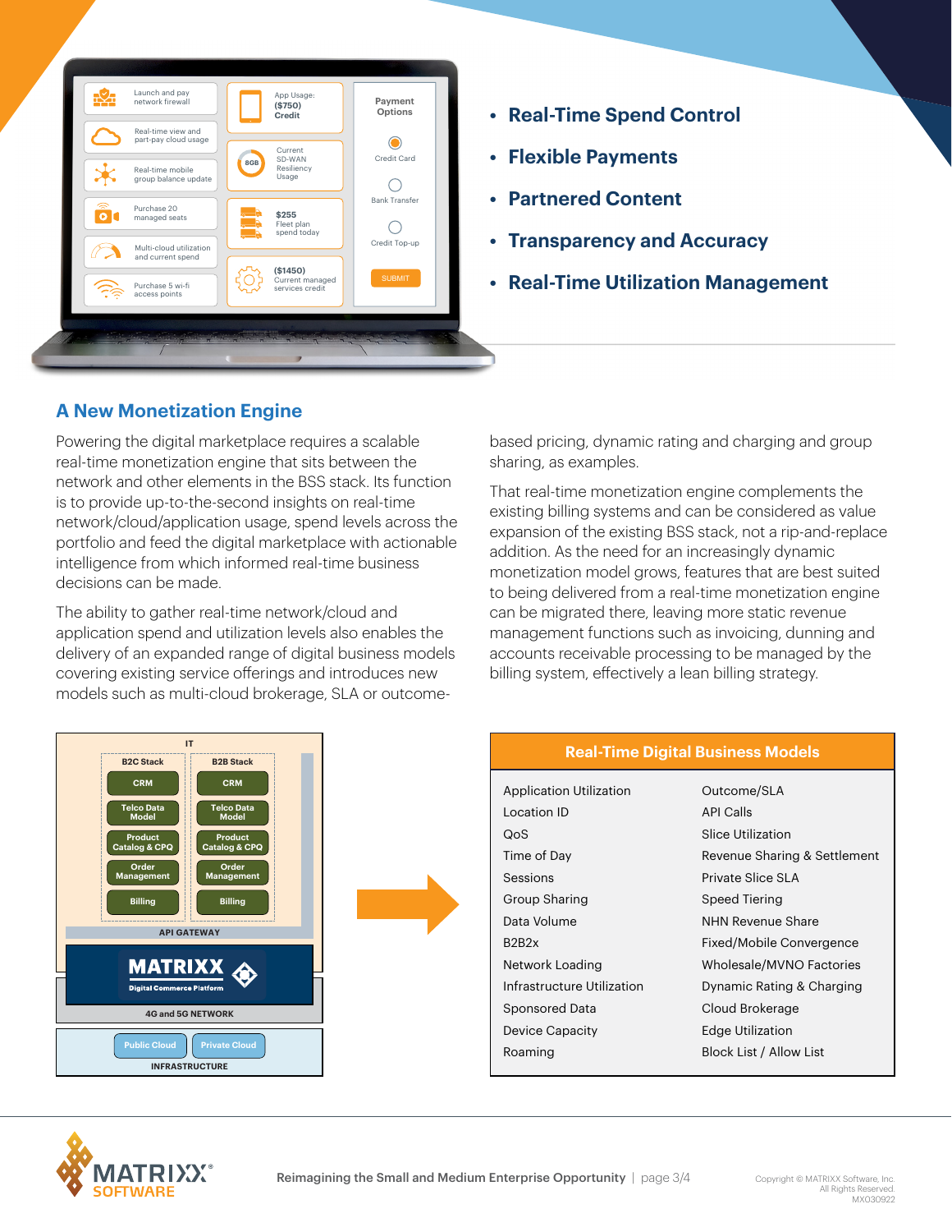- **Real-Time Spend Control**
- **Flexible Payments**
- **Partnered Content**
- **Transparency and Accuracy**
- **Real-Time Utilization Management**

## A New Monetization Engine

Powering the digital marketplace requires a scalable real-time monetization engine that sits between the network and other elements in the BSS stack. Its function is to provide up-to-the-second insights on real-time network/cloud/application usage, spend levels across the portfolio and feed the digital marketplace with actionable intelligence from which informed real-time business decisions can be made.

The ability to gather real-time network/cloud and application spend and utilization levels also enables the delivery of an expanded range of digital business models covering existing service offerings and introduces new models such as multi-cloud brokerage, SLA or outcome-based pricing, dynamic rating and charging and group sharing, as examples.

That real-time monetization engine complements the existing billing systems and can be considered as value expansion of the existing BSS stack, not a rip-and-replace addition. As the need for an increasingly dynamic monetization model grows, features that are best suited to being delivered from a real-time monetization engine can be migrated there, leaving more static revenue management functions such as invoicing, dunning and accounts receivable processing to be managed by the billing system, effectively a lean billing strategy.

| Real-Time Digital Business Models | |
|---|---|
| Application Utilization | Outcome/SLA |
| Location ID | API Calls |
| QoS | Slice Utilization |
| Time of Day | Revenue Sharing & Settlement |
| Sessions | Private Slice SLA |
| Group Sharing | Speed Tiering |
| Data Volume | NHN Revenue Share |
| B2B2x | Fixed/Mobile Convergence |
| Network Loading | Wholesale/MVNO Factories |
| Infrastructure Utilization | Dynamic Rating & Charging |
| Sponsored Data | Cloud Brokerage |
| Device Capacity | Edge Utilization |
| Roaming | Block List / Allow List |

Copyright © MATRIXX Software, Inc. All Rights Reserved. MX030922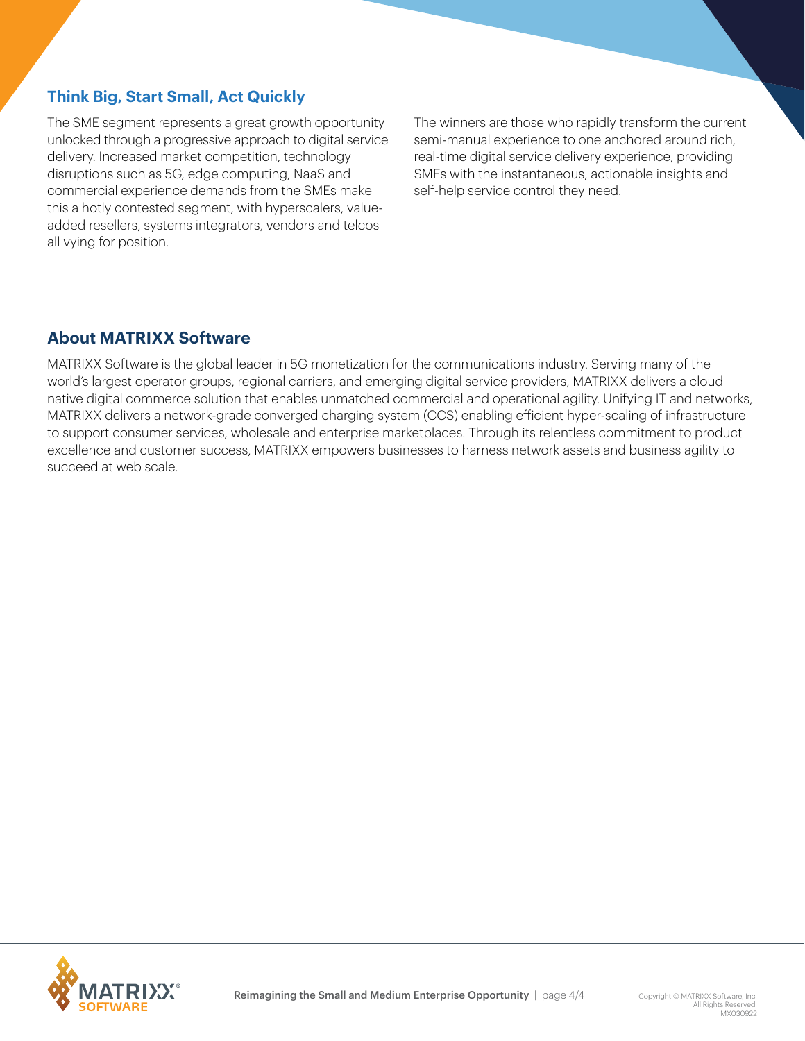## Think Big, Start Small, Act Quickly

The SME segment represents a great growth opportunity unlocked through a progressive approach to digital service delivery. Increased market competition, technology disruptions such as 5G, edge computing, NaaS and commercial experience demands from the SMEs make this a hotly contested segment, with hyperscalers, value-added resellers, systems integrators, vendors and telcos all vying for position.

The winners are those who rapidly transform the current semi-manual experience to one anchored around rich, real-time digital service delivery experience, providing SMEs with the instantaneous, actionable insights and self-help service control they need.

---

## About MATRIXX Software

MATRIXX Software is the global leader in 5G monetization for the communications industry. Serving many of the world's largest operator groups, regional carriers, and emerging digital service providers, MATRIXX delivers a cloud native digital commerce solution that enables unmatched commercial and operational agility. Unifying IT and networks, MATRIXX delivers a network-grade converged charging system (CCS) enabling efficient hyper-scaling of infrastructure to support consumer services, wholesale and enterprise marketplaces. Through its relentless commitment to product excellence and customer success, MATRIXX empowers businesses to harness network assets and business agility to succeed at web scale.

Copyright © MATRIXX Software, Inc. All Rights Reserved. MX030922